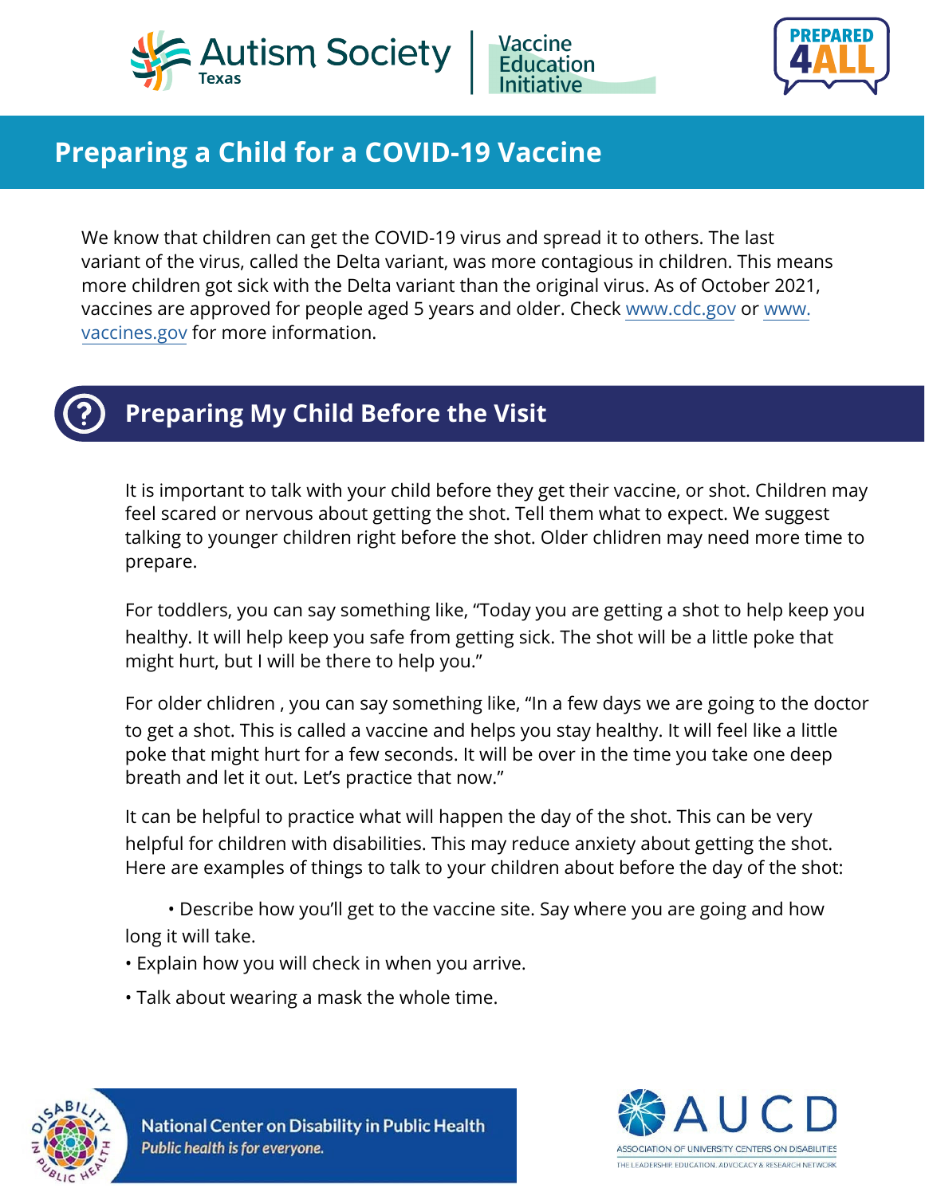Autism Society Texas | Vaccine Education Initiative

PREPARED 4ALL

# Preparing a Child for a COVID-19 Vaccine

We know that children can get the COVID-19 virus and spread it to others. The last variant of the virus, called the Delta variant, was more contagious in children. This means more children got sick with the Delta variant than the original virus. As of October 2021, vaccines are approved for people aged 5 years and older. Check www.cdc.gov or www.vaccines.gov for more information.

## Preparing My Child Before the Visit

It is important to talk with your child before they get their vaccine, or shot. Children may feel scared or nervous about getting the shot. Tell them what to expect. We suggest talking to younger children right before the shot. Older chlidren may need more time to prepare.

For toddlers, you can say something like, "Today you are getting a shot to help keep you healthy. It will help keep you safe from getting sick. The shot will be a little poke that might hurt, but I will be there to help you."

For older chlidren , you can say something like, "In a few days we are going to the doctor to get a shot. This is called a vaccine and helps you stay healthy. It will feel like a little poke that might hurt for a few seconds. It will be over in the time you take one deep breath and let it out. Let's practice that now."

It can be helpful to practice what will happen the day of the shot. This can be very helpful for children with disabilities. This may reduce anxiety about getting the shot. Here are examples of things to talk to your children about before the day of the shot:

- Describe how you'll get to the vaccine site. Say where you are going and how long it will take.
- Explain how you will check in when you arrive.
- Talk about wearing a mask the whole time.

National Center on Disability in Public Health
*Public health is for everyone.*

AUCD
ASSOCIATION OF UNIVERSITY CENTERS ON DISABILITIES
THE LEADERSHIP, EDUCATION, ADVOCACY & RESEARCH NETWORK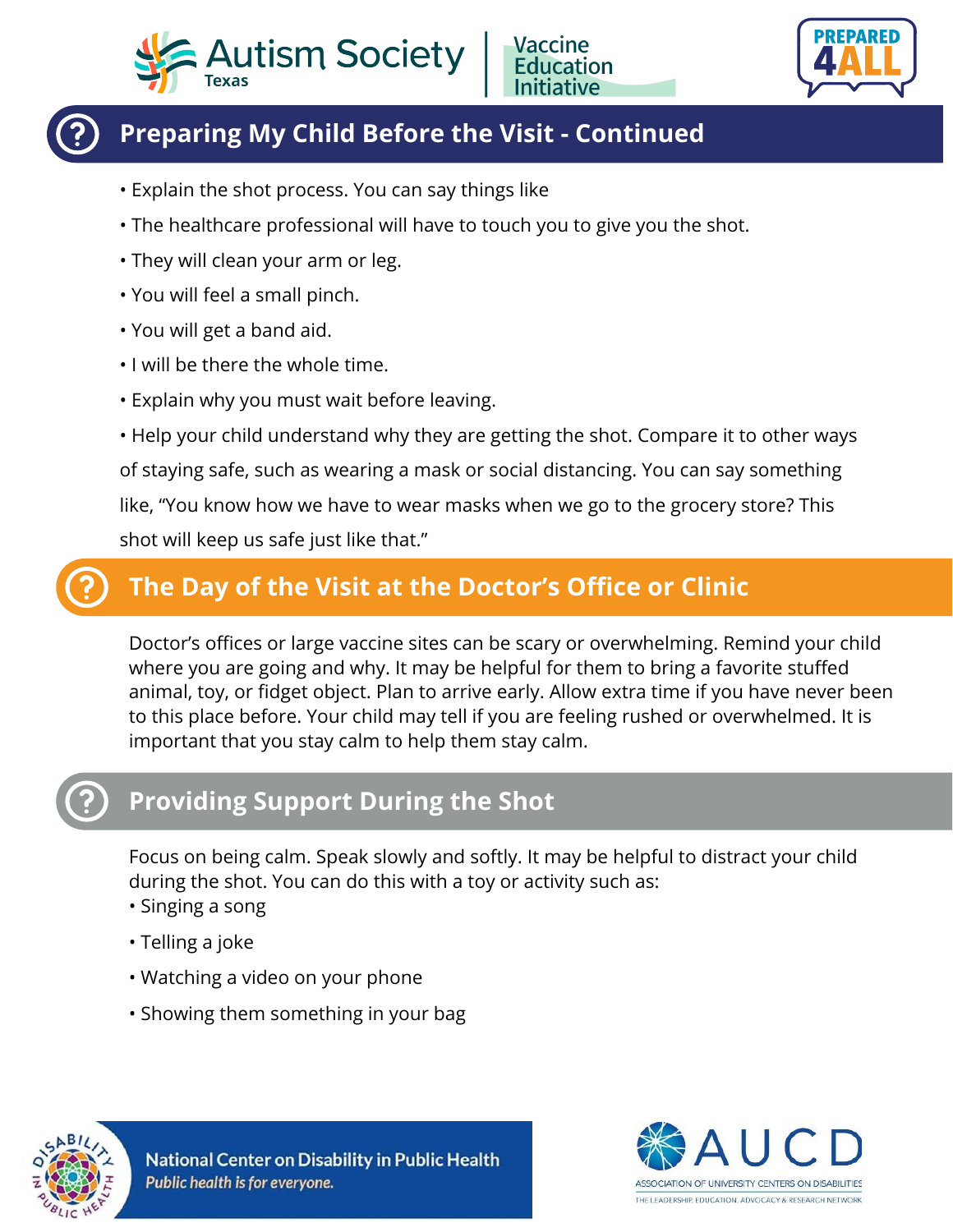## Preparing My Child Before the Visit - Continued

- Explain the shot process. You can say things like
- The healthcare professional will have to touch you to give you the shot.
- They will clean your arm or leg.
- You will feel a small pinch.
- You will get a band aid.
- I will be there the whole time.
- Explain why you must wait before leaving.
- Help your child understand why they are getting the shot. Compare it to other ways of staying safe, such as wearing a mask or social distancing. You can say something like, "You know how we have to wear masks when we go to the grocery store? This shot will keep us safe just like that."

## The Day of the Visit at the Doctor's Office or Clinic

Doctor's offices or large vaccine sites can be scary or overwhelming. Remind your child where you are going and why. It may be helpful for them to bring a favorite stuffed animal, toy, or fidget object. Plan to arrive early. Allow extra time if you have never been to this place before. Your child may tell if you are feeling rushed or overwhelmed. It is important that you stay calm to help them stay calm.

## Providing Support During the Shot

Focus on being calm. Speak slowly and softly. It may be helpful to distract your child during the shot. You can do this with a toy or activity such as:

- Singing a song
- Telling a joke
- Watching a video on your phone
- Showing them something in your bag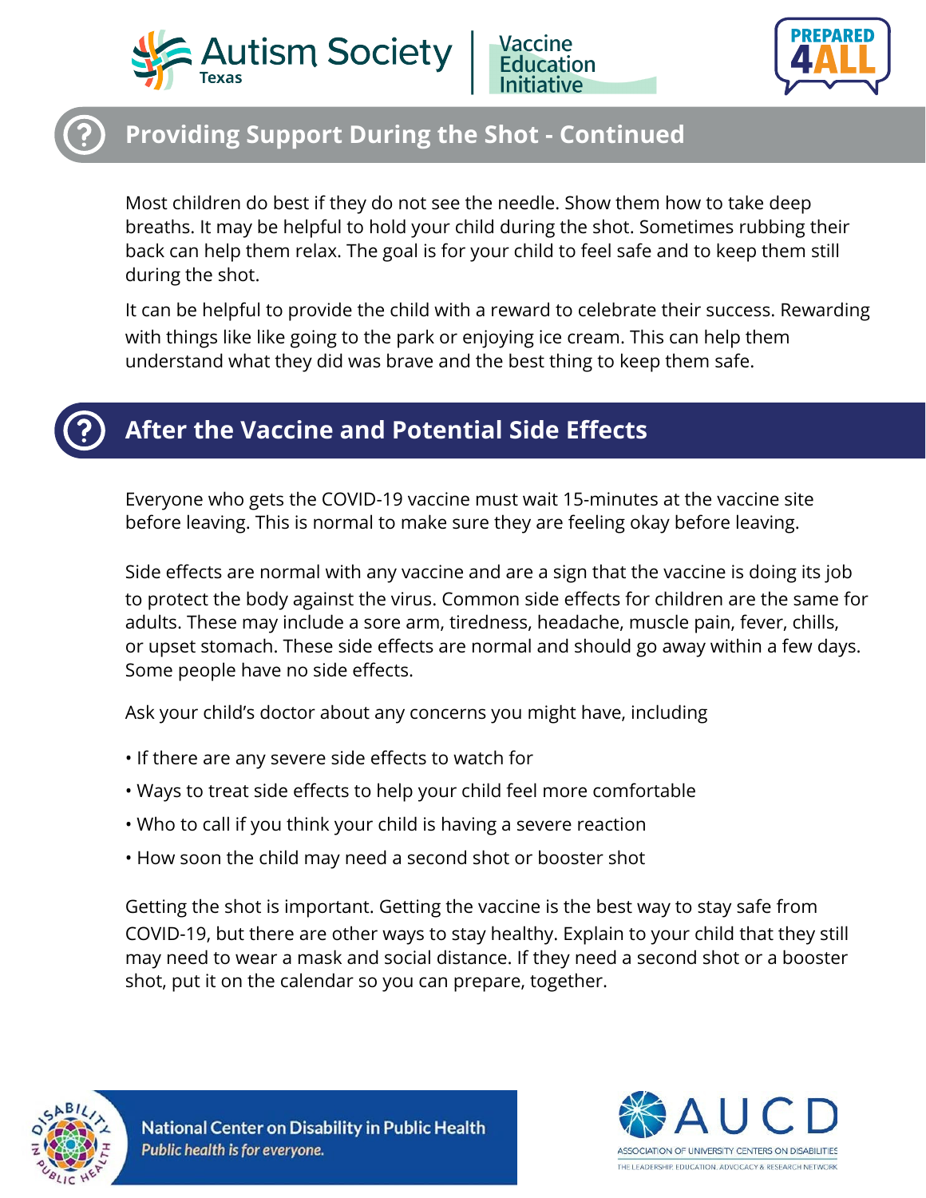## Providing Support During the Shot - Continued

Most children do best if they do not see the needle. Show them how to take deep breaths. It may be helpful to hold your child during the shot. Sometimes rubbing their back can help them relax. The goal is for your child to feel safe and to keep them still during the shot.

It can be helpful to provide the child with a reward to celebrate their success. Rewarding with things like like going to the park or enjoying ice cream. This can help them understand what they did was brave and the best thing to keep them safe.

## After the Vaccine and Potential Side Effects

Everyone who gets the COVID-19 vaccine must wait 15-minutes at the vaccine site before leaving. This is normal to make sure they are feeling okay before leaving.

Side effects are normal with any vaccine and are a sign that the vaccine is doing its job to protect the body against the virus. Common side effects for children are the same for adults. These may include a sore arm, tiredness, headache, muscle pain, fever, chills, or upset stomach. These side effects are normal and should go away within a few days. Some people have no side effects.

Ask your child's doctor about any concerns you might have, including

- If there are any severe side effects to watch for
- Ways to treat side effects to help your child feel more comfortable
- Who to call if you think your child is having a severe reaction
- How soon the child may need a second shot or booster shot

Getting the shot is important. Getting the vaccine is the best way to stay safe from COVID-19, but there are other ways to stay healthy. Explain to your child that they still may need to wear a mask and social distance. If they need a second shot or a booster shot, put it on the calendar so you can prepare, together.

National Center on Disability in Public Health
*Public health is for everyone.*

AUCD
ASSOCIATION OF UNIVERSITY CENTERS ON DISABILITIES
THE LEADERSHIP, EDUCATION, ADVOCACY & RESEARCH NETWORK